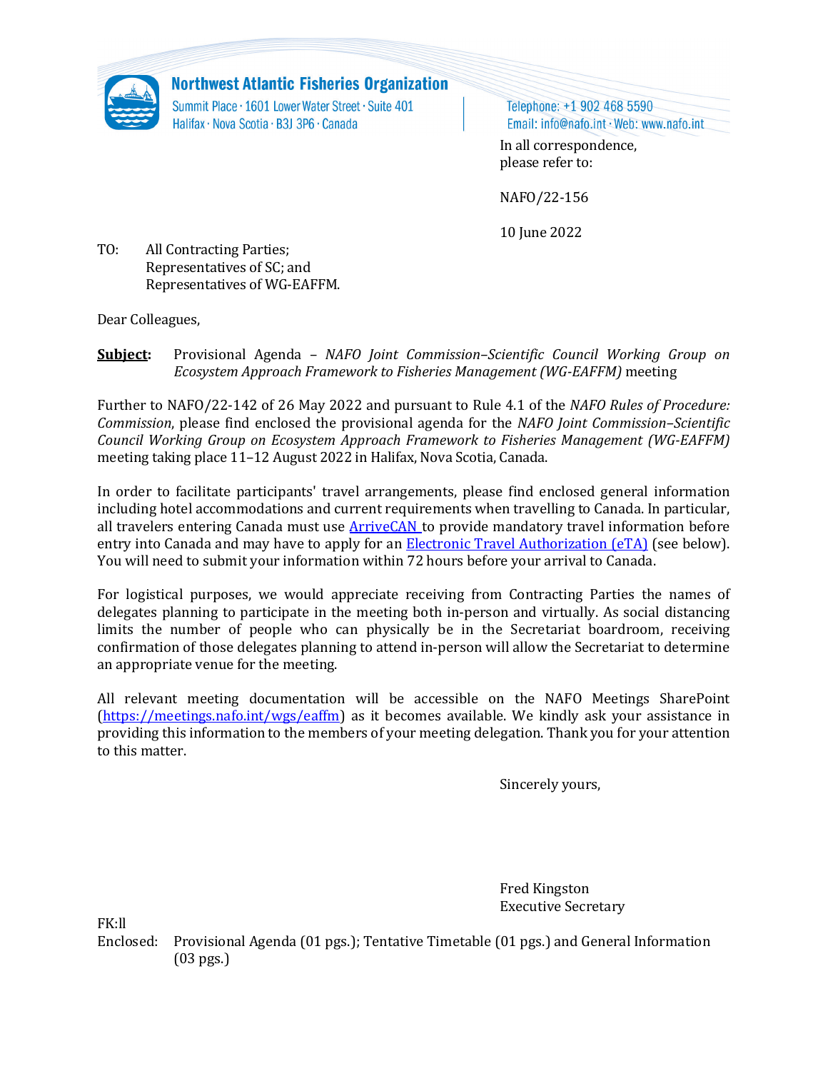**Northwest Atlantic Fisheries Organization**
Summit Place · 1601 Lower Water Street · Suite 401
Halifax · Nova Scotia · B3J 3P6 · Canada

Telephone: +1 902 468 5590
Email: info@nafo.int · Web: www.nafo.int

In all correspondence,
please refer to:

NAFO/22-156

10 June 2022

TO: All Contracting Parties;
Representatives of SC; and
Representatives of WG-EAFFM.

Dear Colleagues,

**Subject:** Provisional Agenda – *NAFO Joint Commission–Scientific Council Working Group on Ecosystem Approach Framework to Fisheries Management (WG-EAFFM)* meeting

Further to NAFO/22-142 of 26 May 2022 and pursuant to Rule 4.1 of the *NAFO Rules of Procedure: Commission*, please find enclosed the provisional agenda for the *NAFO Joint Commission–Scientific Council Working Group on Ecosystem Approach Framework to Fisheries Management (WG-EAFFM)* meeting taking place 11–12 August 2022 in Halifax, Nova Scotia, Canada.

In order to facilitate participants' travel arrangements, please find enclosed general information including hotel accommodations and current requirements when travelling to Canada. In particular, all travelers entering Canada must use ArriveCAN to provide mandatory travel information before entry into Canada and may have to apply for an Electronic Travel Authorization (eTA) (see below). You will need to submit your information within 72 hours before your arrival to Canada.

For logistical purposes, we would appreciate receiving from Contracting Parties the names of delegates planning to participate in the meeting both in-person and virtually. As social distancing limits the number of people who can physically be in the Secretariat boardroom, receiving confirmation of those delegates planning to attend in-person will allow the Secretariat to determine an appropriate venue for the meeting.

All relevant meeting documentation will be accessible on the NAFO Meetings SharePoint (https://meetings.nafo.int/wgs/eaffm) as it becomes available. We kindly ask your assistance in providing this information to the members of your meeting delegation. Thank you for your attention to this matter.

Sincerely yours,

Fred Kingston
Executive Secretary

FK:ll

Enclosed: Provisional Agenda (01 pgs.); Tentative Timetable (01 pgs.) and General Information (03 pgs.)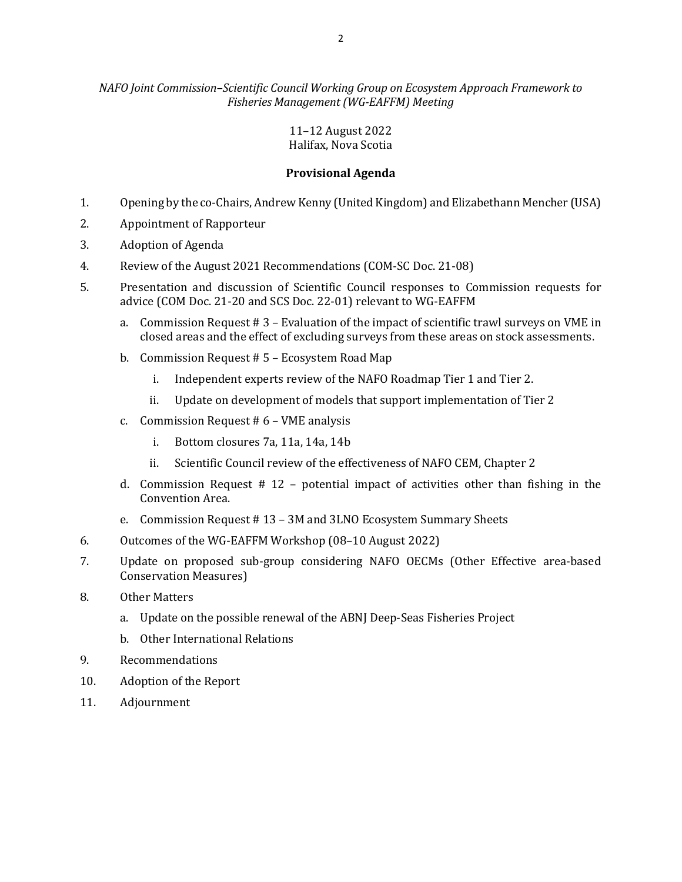*NAFO Joint Commission–Scientific Council Working Group on Ecosystem Approach Framework to Fisheries Management (WG-EAFFM) Meeting*

11–12 August 2022
Halifax, Nova Scotia

**Provisional Agenda**

1. Opening by the co-Chairs, Andrew Kenny (United Kingdom) and Elizabethann Mencher (USA)
2. Appointment of Rapporteur
3. Adoption of Agenda
4. Review of the August 2021 Recommendations (COM-SC Doc. 21-08)
5. Presentation and discussion of Scientific Council responses to Commission requests for advice (COM Doc. 21-20 and SCS Doc. 22-01) relevant to WG-EAFFM
    a. Commission Request # 3 – Evaluation of the impact of scientific trawl surveys on VME in closed areas and the effect of excluding surveys from these areas on stock assessments.
    b. Commission Request # 5 – Ecosystem Road Map
        i. Independent experts review of the NAFO Roadmap Tier 1 and Tier 2.
        ii. Update on development of models that support implementation of Tier 2
    c. Commission Request # 6 – VME analysis
        i. Bottom closures 7a, 11a, 14a, 14b
        ii. Scientific Council review of the effectiveness of NAFO CEM, Chapter 2
    d. Commission Request # 12 – potential impact of activities other than fishing in the Convention Area.
    e. Commission Request # 13 – 3M and 3LNO Ecosystem Summary Sheets
6. Outcomes of the WG-EAFFM Workshop (08–10 August 2022)
7. Update on proposed sub-group considering NAFO OECMs (Other Effective area-based Conservation Measures)
8. Other Matters
    a. Update on the possible renewal of the ABNJ Deep-Seas Fisheries Project
    b. Other International Relations
9. Recommendations
10. Adoption of the Report
11. Adjournment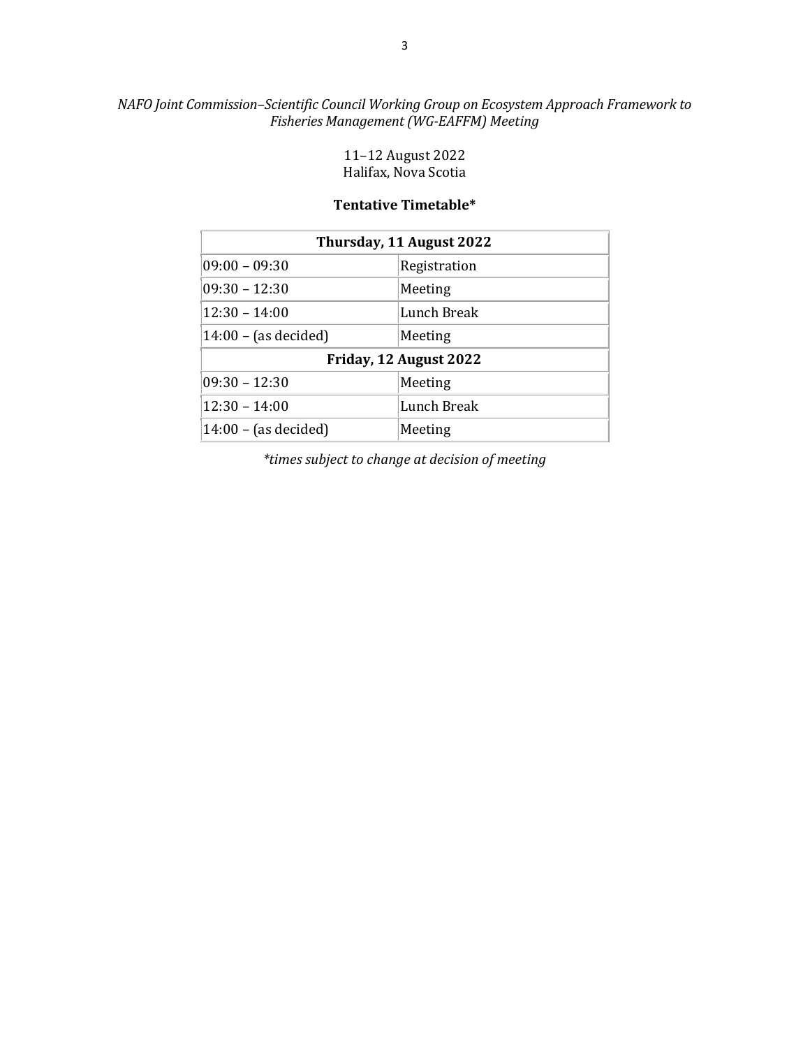*NAFO Joint Commission–Scientific Council Working Group on Ecosystem Approach Framework to Fisheries Management (WG-EAFFM) Meeting*

11–12 August 2022
Halifax, Nova Scotia

**Tentative Timetable***

| **Thursday, 11 August 2022** | |
|---|---|
| 09:00 – 09:30 | Registration |
| 09:30 – 12:30 | Meeting |
| 12:30 – 14:00 | Lunch Break |
| 14:00 – (as decided) | Meeting |
| **Friday, 12 August 2022** | |
| 09:30 – 12:30 | Meeting |
| 12:30 – 14:00 | Lunch Break |
| 14:00 – (as decided) | Meeting |

*\*times subject to change at decision of meeting*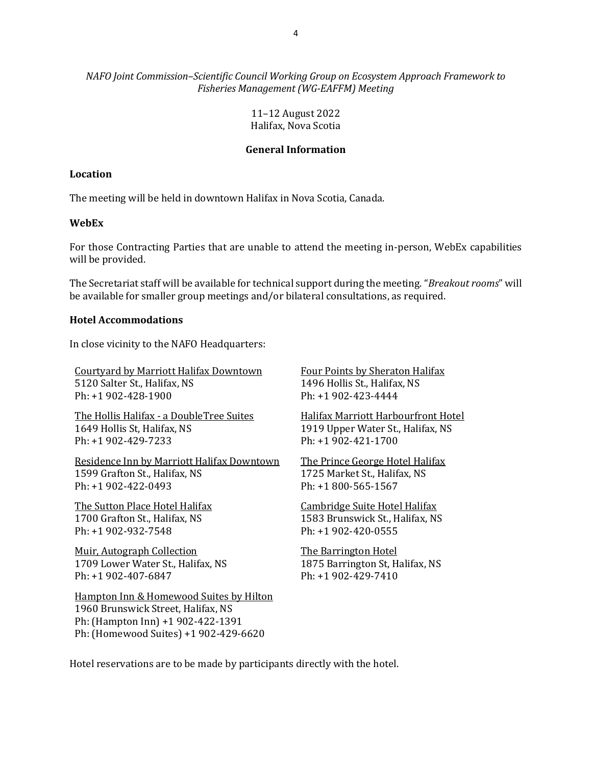*NAFO Joint Commission–Scientific Council Working Group on Ecosystem Approach Framework to Fisheries Management (WG-EAFFM) Meeting*

11–12 August 2022
Halifax, Nova Scotia

## General Information

### Location

The meeting will be held in downtown Halifax in Nova Scotia, Canada.

### WebEx

For those Contracting Parties that are unable to attend the meeting in-person, WebEx capabilities will be provided.

The Secretariat staff will be available for technical support during the meeting. "*Breakout rooms*" will be available for smaller group meetings and/or bilateral consultations, as required.

### Hotel Accommodations

In close vicinity to the NAFO Headquarters:

Courtyard by Marriott Halifax Downtown
5120 Salter St., Halifax, NS
Ph: +1 902-428-1900

The Hollis Halifax - a DoubleTree Suites
1649 Hollis St, Halifax, NS
Ph: +1 902-429-7233

Residence Inn by Marriott Halifax Downtown
1599 Grafton St., Halifax, NS
Ph: +1 902-422-0493

The Sutton Place Hotel Halifax
1700 Grafton St., Halifax, NS
Ph: +1 902-932-7548

Muir, Autograph Collection
1709 Lower Water St., Halifax, NS
Ph: +1 902-407-6847

Hampton Inn & Homewood Suites by Hilton
1960 Brunswick Street, Halifax, NS
Ph: (Hampton Inn) +1 902-422-1391
Ph: (Homewood Suites) +1 902-429-6620

Four Points by Sheraton Halifax
1496 Hollis St., Halifax, NS
Ph: +1 902-423-4444

Halifax Marriott Harbourfront Hotel
1919 Upper Water St., Halifax, NS
Ph: +1 902-421-1700

The Prince George Hotel Halifax
1725 Market St., Halifax, NS
Ph: +1 800-565-1567

Cambridge Suite Hotel Halifax
1583 Brunswick St., Halifax, NS
Ph: +1 902-420-0555

The Barrington Hotel
1875 Barrington St, Halifax, NS
Ph: +1 902-429-7410

Hotel reservations are to be made by participants directly with the hotel.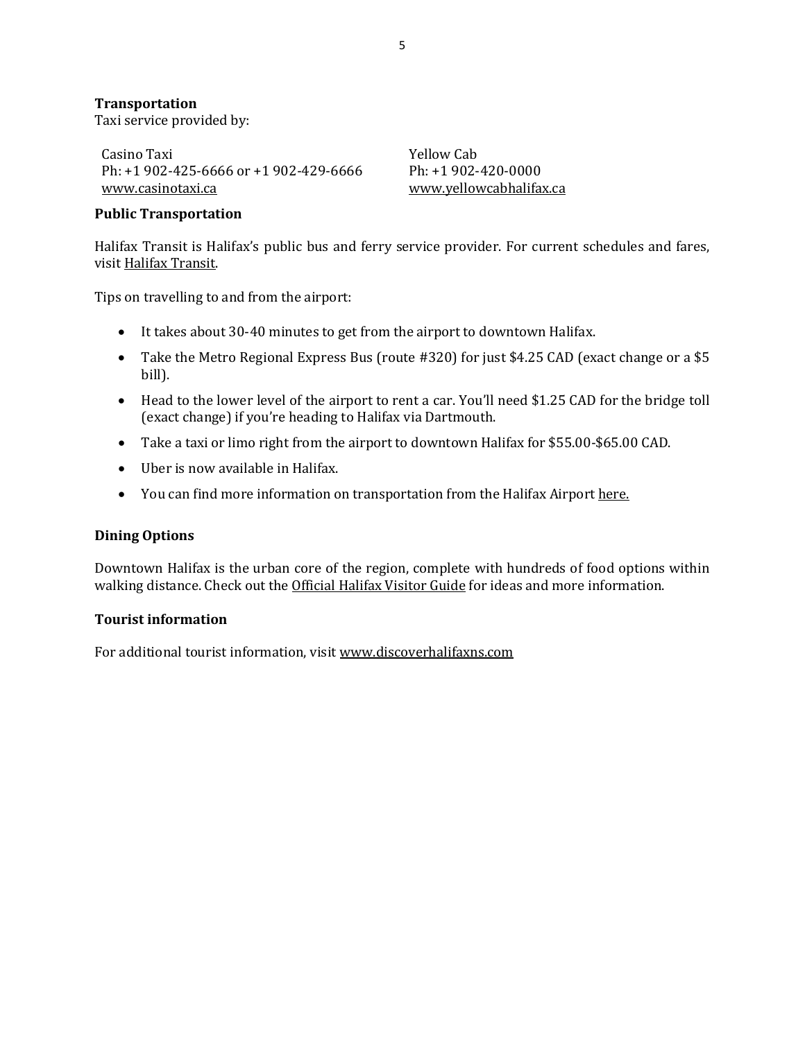**Transportation**

Taxi service provided by:

Casino Taxi
Ph: +1 902-425-6666 or +1 902-429-6666
www.casinotaxi.ca

Yellow Cab
Ph: +1 902-420-0000
www.yellowcabhalifax.ca

**Public Transportation**

Halifax Transit is Halifax's public bus and ferry service provider. For current schedules and fares, visit Halifax Transit.

Tips on travelling to and from the airport:

- It takes about 30-40 minutes to get from the airport to downtown Halifax.
- Take the Metro Regional Express Bus (route #320) for just $4.25 CAD (exact change or a $5 bill).
- Head to the lower level of the airport to rent a car. You'll need $1.25 CAD for the bridge toll (exact change) if you're heading to Halifax via Dartmouth.
- Take a taxi or limo right from the airport to downtown Halifax for $55.00-$65.00 CAD.
- Uber is now available in Halifax.
- You can find more information on transportation from the Halifax Airport here.

**Dining Options**

Downtown Halifax is the urban core of the region, complete with hundreds of food options within walking distance. Check out the Official Halifax Visitor Guide for ideas and more information.

**Tourist information**

For additional tourist information, visit www.discoverhalifaxns.com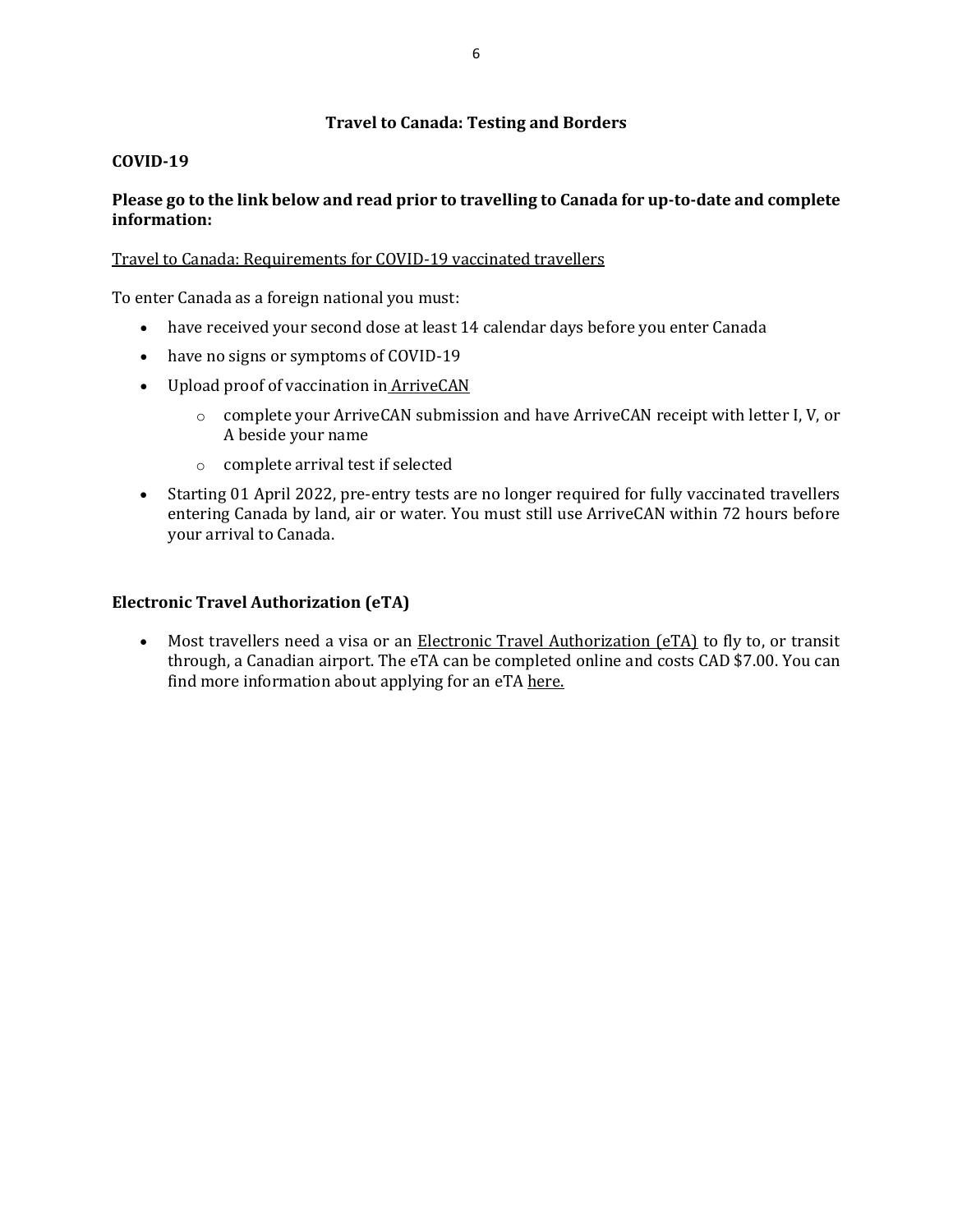## Travel to Canada: Testing and Borders

### COVID-19

**Please go to the link below and read prior to travelling to Canada for up-to-date and complete information:**

Travel to Canada: Requirements for COVID-19 vaccinated travellers

To enter Canada as a foreign national you must:

- have received your second dose at least 14 calendar days before you enter Canada
- have no signs or symptoms of COVID-19
- Upload proof of vaccination in ArriveCAN
    - complete your ArriveCAN submission and have ArriveCAN receipt with letter I, V, or A beside your name
    - complete arrival test if selected
- Starting 01 April 2022, pre-entry tests are no longer required for fully vaccinated travellers entering Canada by land, air or water. You must still use ArriveCAN within 72 hours before your arrival to Canada.

### Electronic Travel Authorization (eTA)

- Most travellers need a visa or an Electronic Travel Authorization (eTA) to fly to, or transit through, a Canadian airport. The eTA can be completed online and costs CAD $7.00. You can find more information about applying for an eTA here.